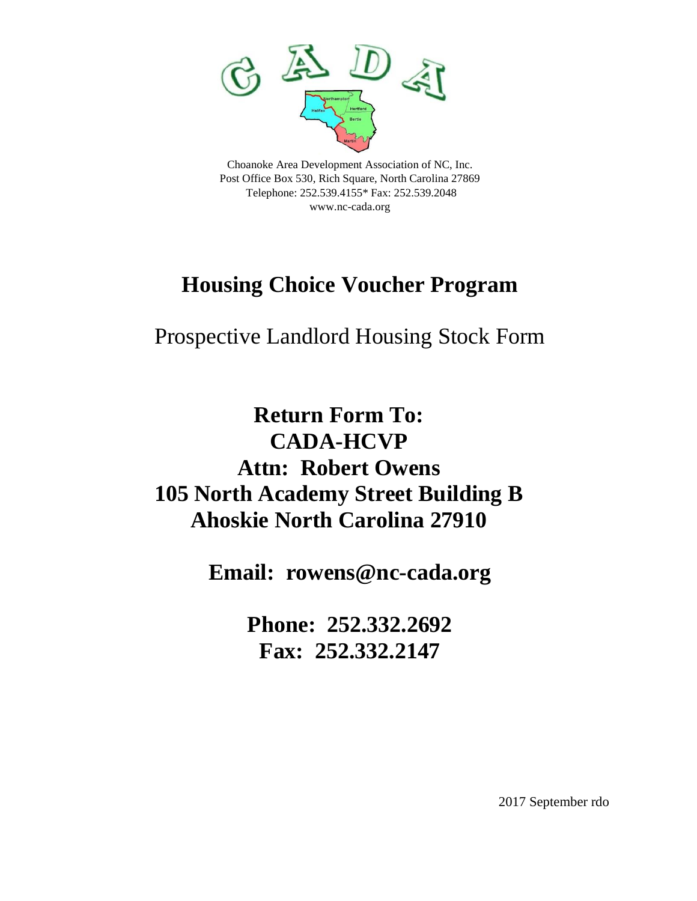Choanoke Area Development Association of NC, Inc.
Post Office Box 530, Rich Square, North Carolina 27869
Telephone: 252.539.4155* Fax: 252.539.2048
www.nc-cada.org

# Housing Choice Voucher Program

## Prospective Landlord Housing Stock Form

**Return Form To:**
**CADA-HCVP**
**Attn: Robert Owens**
**105 North Academy Street Building B**
**Ahoskie North Carolina 27910**

**Email: rowens@nc-cada.org**

**Phone: 252.332.2692**
**Fax: 252.332.2147**

2017 September rdo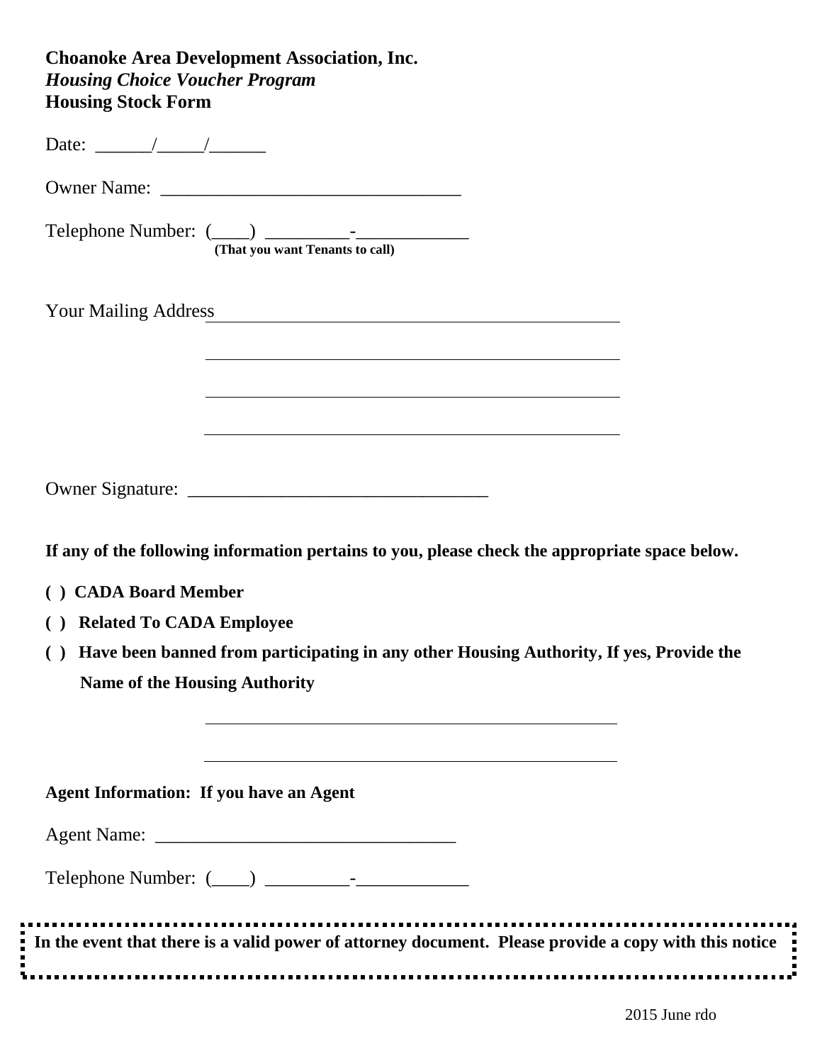**Choanoke Area Development Association, Inc.**
***Housing Choice Voucher Program***
**Housing Stock Form**

Date: ______/_____/______

Owner Name: ________________________________

Telephone Number: (____) _________-____________
**(That you want Tenants to call)**

Your Mailing Address ____________________________________________

____________________________________________

____________________________________________

____________________________________________

Owner Signature: ________________________________

**If any of the following information pertains to you, please check the appropriate space below.**

**( ) CADA Board Member**

**( ) Related To CADA Employee**

**( ) Have been banned from participating in any other Housing Authority, If yes, Provide the Name of the Housing Authority**

____________________________________________

____________________________________________

**Agent Information: If you have an Agent**

Agent Name: ________________________________

Telephone Number: (____) _________-____________

**In the event that there is a valid power of attorney document. Please provide a copy with this notice**

2015 June rdo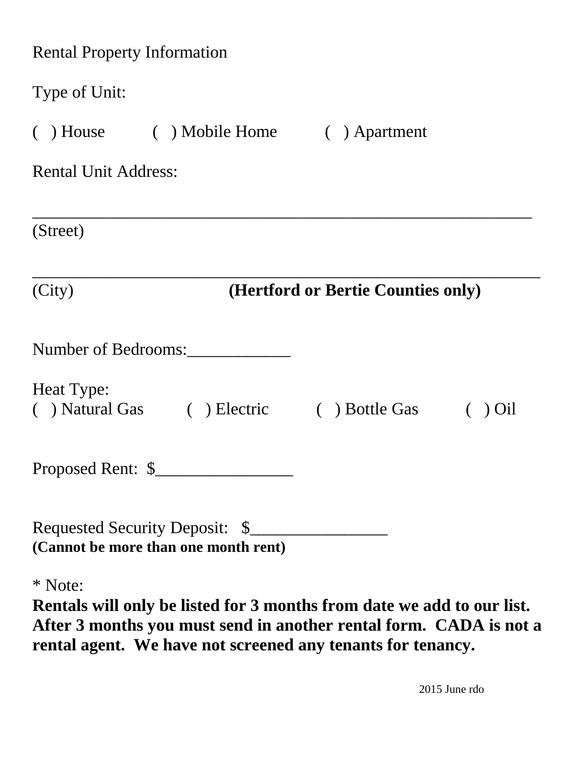Rental Property Information

Type of Unit:

( ) House ( ) Mobile Home ( ) Apartment

Rental Unit Address:

_____________________________________________________________

(Street)

_____________________________________________________________

(City) **(Hertford or Bertie Counties only)**

Number of Bedrooms:____________

Heat Type:

( ) Natural Gas ( ) Electric ( ) Bottle Gas ( ) Oil

Proposed Rent: $________________

Requested Security Deposit: $________________

**(Cannot be more than one month rent)**

* Note:

**Rentals will only be listed for 3 months from date we add to our list. After 3 months you must send in another rental form. CADA is not a rental agent. We have not screened any tenants for tenancy.**

2015 June rdo